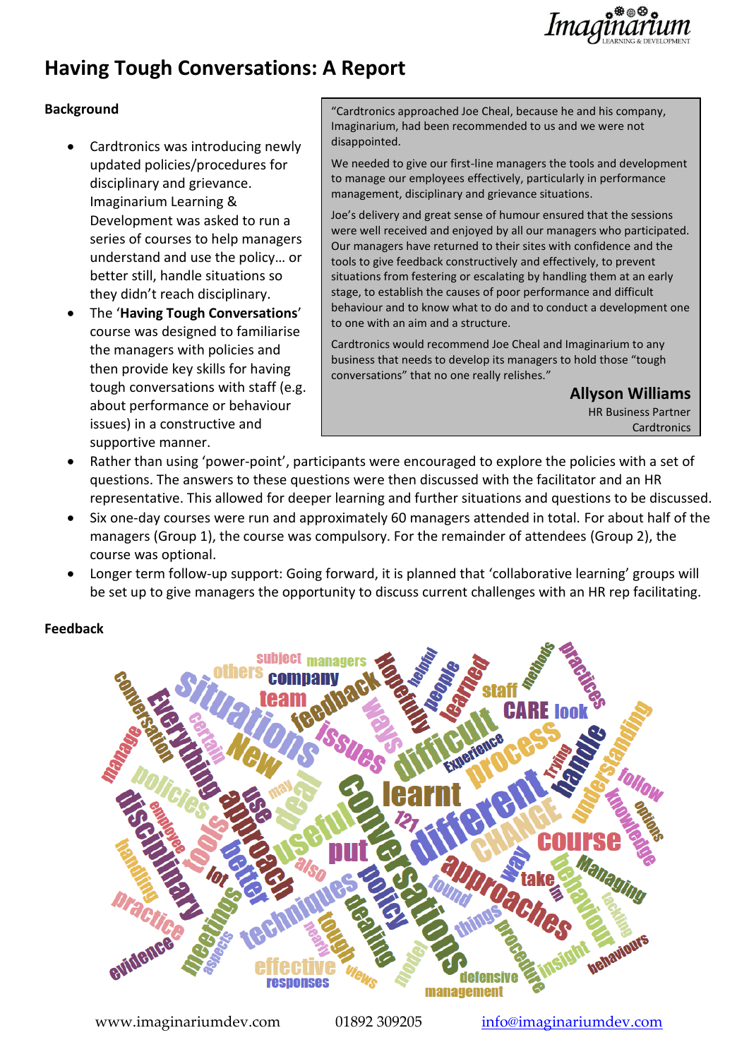# Having Tough Conversations: A Report

### Background

- Cardtronics was introducing newly updated policies/procedures for disciplinary and grievance. Imaginarium Learning & Development was asked to run a series of courses to help managers understand and use the policy… or better still, handle situations so they didn't reach disciplinary.
- The '**Having Tough Conversations**' course was designed to familiarise the managers with policies and then provide key skills for having tough conversations with staff (e.g. about performance or behaviour issues) in a constructive and supportive manner.
- Rather than using 'power-point', participants were encouraged to explore the policies with a set of questions. The answers to these questions were then discussed with the facilitator and an HR representative. This allowed for deeper learning and further situations and questions to be discussed.
- Six one-day courses were run and approximately 60 managers attended in total. For about half of the managers (Group 1), the course was compulsory. For the remainder of attendees (Group 2), the course was optional.
- Longer term follow-up support: Going forward, it is planned that 'collaborative learning' groups will be set up to give managers the opportunity to discuss current challenges with an HR rep facilitating.

> "Cardtronics approached Joe Cheal, because he and his company, Imaginarium, had been recommended to us and we were not disappointed.
>
> We needed to give our first-line managers the tools and development to manage our employees effectively, particularly in performance management, disciplinary and grievance situations.
>
> Joe's delivery and great sense of humour ensured that the sessions were well received and enjoyed by all our managers who participated. Our managers have returned to their sites with confidence and the tools to give feedback constructively and effectively, to prevent situations from festering or escalating by handling them at an early stage, to establish the causes of poor performance and difficult behaviour and to know what to do and to conduct a development one to one with an aim and a structure.
>
> Cardtronics would recommend Joe Cheal and Imaginarium to any business that needs to develop its managers to hold those "tough conversations" that no one really relishes."
>
> **Allyson Williams**
> HR Business Partner
> Cardtronics

### Feedback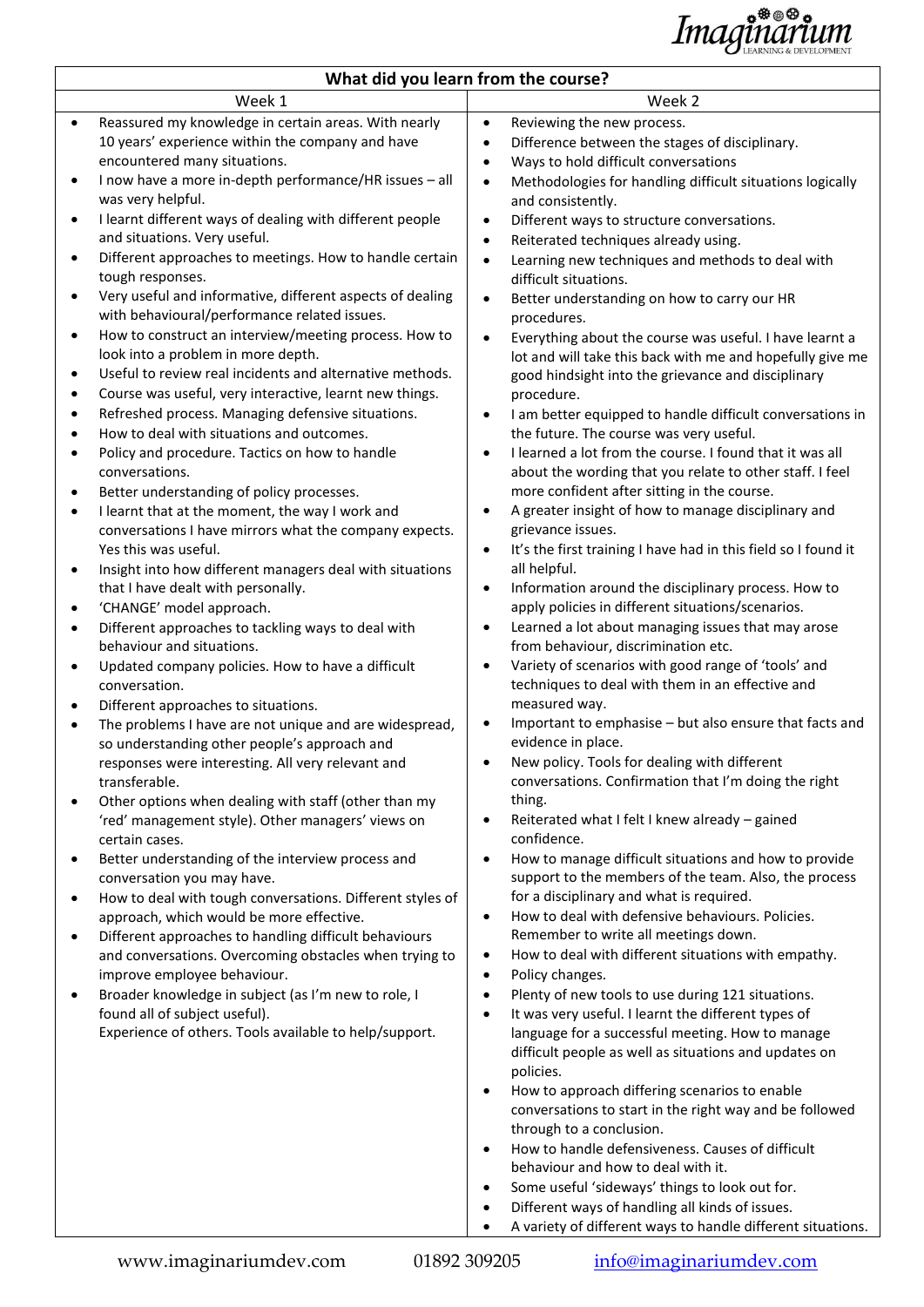| What did you learn from the course? | |
|---|---|
| Week 1 | Week 2 |
| • Reassured my knowledge in certain areas. With nearly 10 years' experience within the company and have encountered many situations.<br>• I now have a more in-depth performance/HR issues – all was very helpful.<br>• I learnt different ways of dealing with different people and situations. Very useful.<br>• Different approaches to meetings. How to handle certain tough responses.<br>• Very useful and informative, different aspects of dealing with behavioural/performance related issues.<br>• How to construct an interview/meeting process. How to look into a problem in more depth.<br>• Useful to review real incidents and alternative methods.<br>• Course was useful, very interactive, learnt new things.<br>• Refreshed process. Managing defensive situations.<br>• How to deal with situations and outcomes.<br>• Policy and procedure. Tactics on how to handle conversations.<br>• Better understanding of policy processes.<br>• I learnt that at the moment, the way I work and conversations I have mirrors what the company expects. Yes this was useful.<br>• Insight into how different managers deal with situations that I have dealt with personally.<br>• 'CHANGE' model approach.<br>• Different approaches to tackling ways to deal with behaviour and situations.<br>• Updated company policies. How to have a difficult conversation.<br>• Different approaches to situations.<br>• The problems I have are not unique and are widespread, so understanding other people's approach and responses were interesting. All very relevant and transferable.<br>• Other options when dealing with staff (other than my 'red' management style). Other managers' views on certain cases.<br>• Better understanding of the interview process and conversation you may have.<br>• How to deal with tough conversations. Different styles of approach, which would be more effective.<br>• Different approaches to handling difficult behaviours and conversations. Overcoming obstacles when trying to improve employee behaviour.<br>• Broader knowledge in subject (as I'm new to role, I found all of subject useful).<br>Experience of others. Tools available to help/support. | • Reviewing the new process.<br>• Difference between the stages of disciplinary.<br>• Ways to hold difficult conversations<br>• Methodologies for handling difficult situations logically and consistently.<br>• Different ways to structure conversations.<br>• Reiterated techniques already using.<br>• Learning new techniques and methods to deal with difficult situations.<br>• Better understanding on how to carry our HR procedures.<br>• Everything about the course was useful. I have learnt a lot and will take this back with me and hopefully give me good hindsight into the grievance and disciplinary procedure.<br>• I am better equipped to handle difficult conversations in the future. The course was very useful.<br>• I learned a lot from the course. I found that it was all about the wording that you relate to other staff. I feel more confident after sitting in the course.<br>• A greater insight of how to manage disciplinary and grievance issues.<br>• It's the first training I have had in this field so I found it all helpful.<br>• Information around the disciplinary process. How to apply policies in different situations/scenarios.<br>• Learned a lot about managing issues that may arose from behaviour, discrimination etc.<br>• Variety of scenarios with good range of 'tools' and techniques to deal with them in an effective and measured way.<br>• Important to emphasise – but also ensure that facts and evidence in place.<br>• New policy. Tools for dealing with different conversations. Confirmation that I'm doing the right thing.<br>• Reiterated what I felt I knew already – gained confidence.<br>• How to manage difficult situations and how to provide support to the members of the team. Also, the process for a disciplinary and what is required.<br>• How to deal with defensive behaviours. Policies. Remember to write all meetings down.<br>• How to deal with different situations with empathy.<br>• Policy changes.<br>• Plenty of new tools to use during 121 situations.<br>• It was very useful. I learnt the different types of language for a successful meeting. How to manage difficult people as well as situations and updates on policies.<br>• How to approach differing scenarios to enable conversations to start in the right way and be followed through to a conclusion.<br>• How to handle defensiveness. Causes of difficult behaviour and how to deal with it.<br>• Some useful 'sideways' things to look out for.<br>• Different ways of handling all kinds of issues.<br>• A variety of different ways to handle different situations. |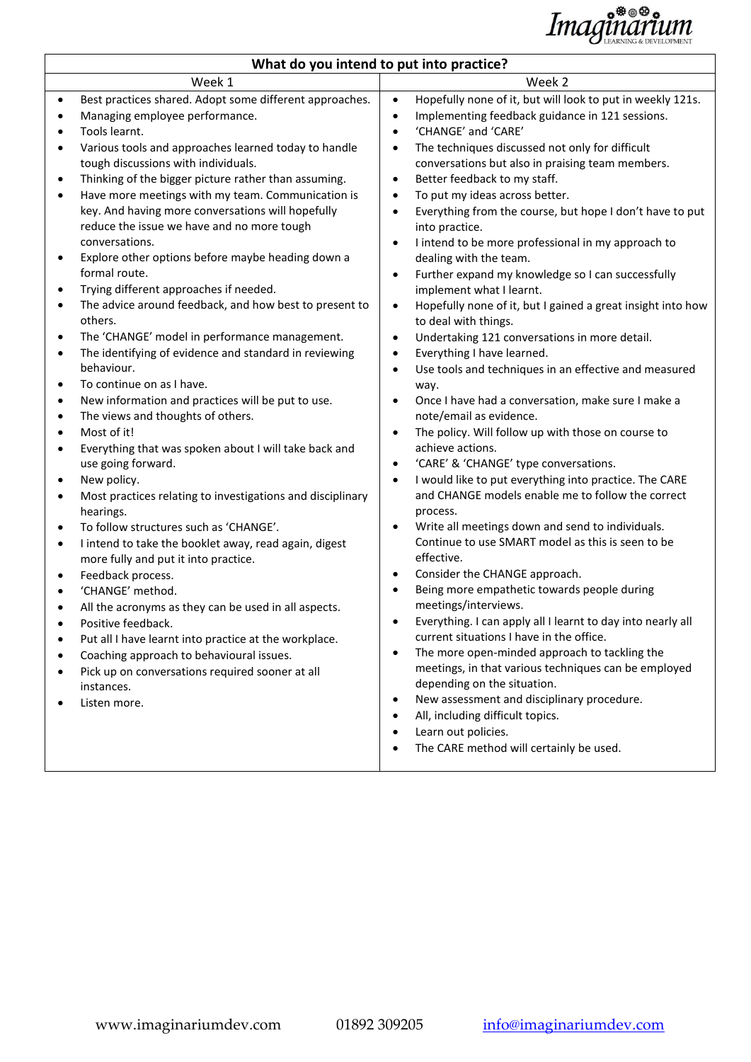| What do you intend to put into practice? | |
|---|---|
| Week 1 | Week 2 |
| • Best practices shared. Adopt some different approaches.<br>• Managing employee performance.<br>• Tools learnt.<br>• Various tools and approaches learned today to handle tough discussions with individuals.<br>• Thinking of the bigger picture rather than assuming.<br>• Have more meetings with my team. Communication is key. And having more conversations will hopefully reduce the issue we have and no more tough conversations.<br>• Explore other options before maybe heading down a formal route.<br>• Trying different approaches if needed.<br>• The advice around feedback, and how best to present to others.<br>• The 'CHANGE' model in performance management.<br>• The identifying of evidence and standard in reviewing behaviour.<br>• To continue on as I have.<br>• New information and practices will be put to use.<br>• The views and thoughts of others.<br>• Most of it!<br>• Everything that was spoken about I will take back and use going forward.<br>• New policy.<br>• Most practices relating to investigations and disciplinary hearings.<br>• To follow structures such as 'CHANGE'.<br>• I intend to take the booklet away, read again, digest more fully and put it into practice.<br>• Feedback process.<br>• 'CHANGE' method.<br>• All the acronyms as they can be used in all aspects.<br>• Positive feedback.<br>• Put all I have learnt into practice at the workplace.<br>• Coaching approach to behavioural issues.<br>• Pick up on conversations required sooner at all instances.<br>• Listen more. | • Hopefully none of it, but will look to put in weekly 121s.<br>• Implementing feedback guidance in 121 sessions.<br>• 'CHANGE' and 'CARE'<br>• The techniques discussed not only for difficult conversations but also in praising team members.<br>• Better feedback to my staff.<br>• To put my ideas across better.<br>• Everything from the course, but hope I don't have to put into practice.<br>• I intend to be more professional in my approach to dealing with the team.<br>• Further expand my knowledge so I can successfully implement what I learnt.<br>• Hopefully none of it, but I gained a great insight into how to deal with things.<br>• Undertaking 121 conversations in more detail.<br>• Everything I have learned.<br>• Use tools and techniques in an effective and measured way.<br>• Once I have had a conversation, make sure I make a note/email as evidence.<br>• The policy. Will follow up with those on course to achieve actions.<br>• 'CARE' & 'CHANGE' type conversations.<br>• I would like to put everything into practice. The CARE and CHANGE models enable me to follow the correct process.<br>• Write all meetings down and send to individuals. Continue to use SMART model as this is seen to be effective.<br>• Consider the CHANGE approach.<br>• Being more empathetic towards people during meetings/interviews.<br>• Everything. I can apply all I learnt to day into nearly all current situations I have in the office.<br>• The more open-minded approach to tackling the meetings, in that various techniques can be employed depending on the situation.<br>• New assessment and disciplinary procedure.<br>• All, including difficult topics.<br>• Learn out policies.<br>• The CARE method will certainly be used. |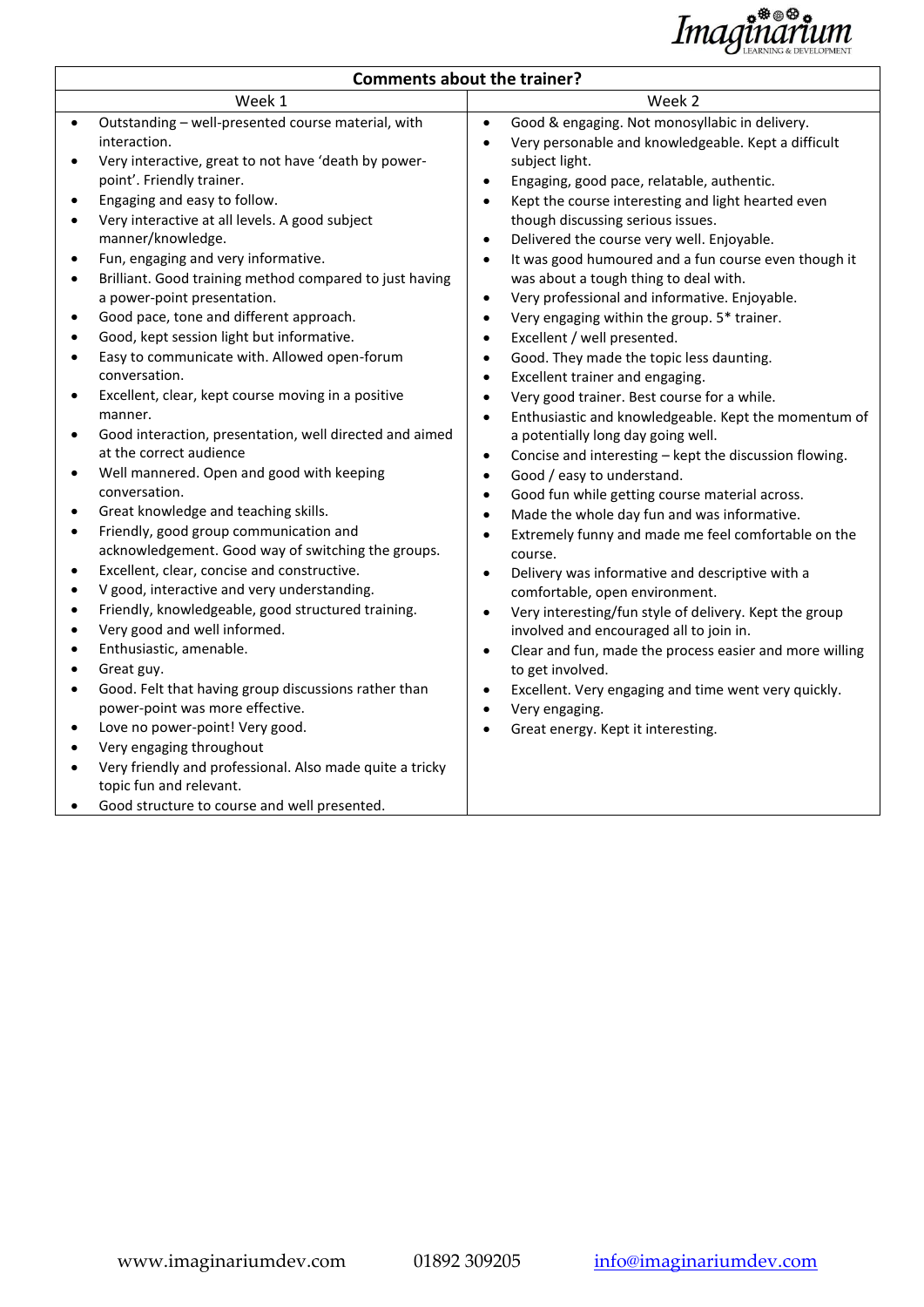| Comments about the trainer? | |
|---|---|
| Week 1 | Week 2 |
| • Outstanding – well-presented course material, with interaction.<br>• Very interactive, great to not have 'death by power-point'. Friendly trainer.<br>• Engaging and easy to follow.<br>• Very interactive at all levels. A good subject manner/knowledge.<br>• Fun, engaging and very informative.<br>• Brilliant. Good training method compared to just having a power-point presentation.<br>• Good pace, tone and different approach.<br>• Good, kept session light but informative.<br>• Easy to communicate with. Allowed open-forum conversation.<br>• Excellent, clear, kept course moving in a positive manner.<br>• Good interaction, presentation, well directed and aimed at the correct audience<br>• Well mannered. Open and good with keeping conversation.<br>• Great knowledge and teaching skills.<br>• Friendly, good group communication and acknowledgement. Good way of switching the groups.<br>• Excellent, clear, concise and constructive.<br>• V good, interactive and very understanding.<br>• Friendly, knowledgeable, good structured training.<br>• Very good and well informed.<br>• Enthusiastic, amenable.<br>• Great guy.<br>• Good. Felt that having group discussions rather than power-point was more effective.<br>• Love no power-point! Very good.<br>• Very engaging throughout<br>• Very friendly and professional. Also made quite a tricky topic fun and relevant.<br>• Good structure to course and well presented. | • Good & engaging. Not monosyllabic in delivery.<br>• Very personable and knowledgeable. Kept a difficult subject light.<br>• Engaging, good pace, relatable, authentic.<br>• Kept the course interesting and light hearted even though discussing serious issues.<br>• Delivered the course very well. Enjoyable.<br>• It was good humoured and a fun course even though it was about a tough thing to deal with.<br>• Very professional and informative. Enjoyable.<br>• Very engaging within the group. 5* trainer.<br>• Excellent / well presented.<br>• Good. They made the topic less daunting.<br>• Excellent trainer and engaging.<br>• Very good trainer. Best course for a while.<br>• Enthusiastic and knowledgeable. Kept the momentum of a potentially long day going well.<br>• Concise and interesting – kept the discussion flowing.<br>• Good / easy to understand.<br>• Good fun while getting course material across.<br>• Made the whole day fun and was informative.<br>• Extremely funny and made me feel comfortable on the course.<br>• Delivery was informative and descriptive with a comfortable, open environment.<br>• Very interesting/fun style of delivery. Kept the group involved and encouraged all to join in.<br>• Clear and fun, made the process easier and more willing to get involved.<br>• Excellent. Very engaging and time went very quickly.<br>• Very engaging.<br>• Great energy. Kept it interesting. |